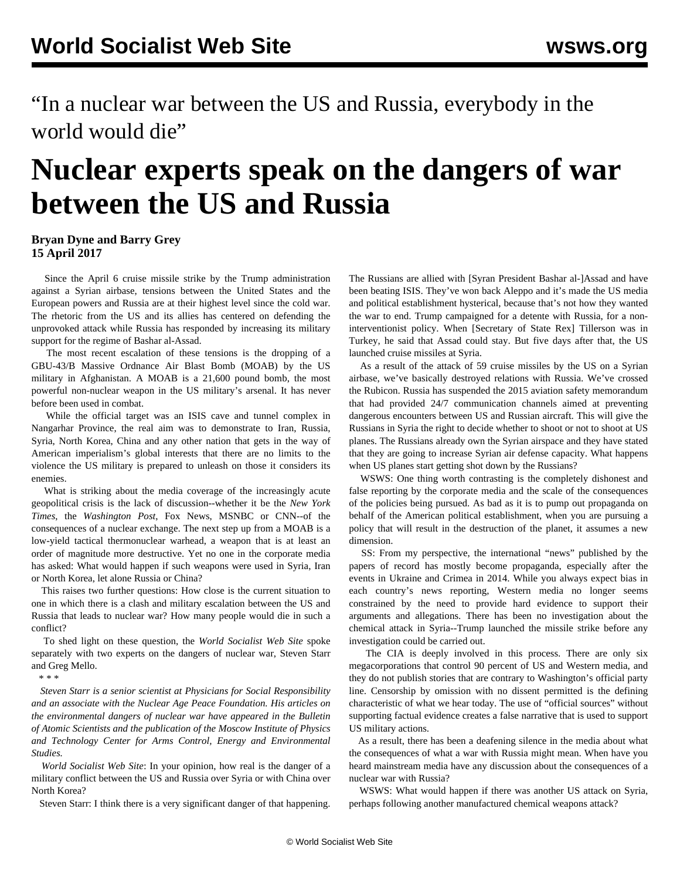“In a nuclear war between the US and Russia, everybody in the world would die”

# Nuclear experts speak on the dangers of war between the US and Russia

**Bryan Dyne and Barry Grey**
**15 April 2017**

Since the April 6 cruise missile strike by the Trump administration against a Syrian airbase, tensions between the United States and the European powers and Russia are at their highest level since the cold war. The rhetoric from the US and its allies has centered on defending the unprovoked attack while Russia has responded by increasing its military support for the regime of Bashar al-Assad.

The most recent escalation of these tensions is the dropping of a GBU-43/B Massive Ordnance Air Blast Bomb (MOAB) by the US military in Afghanistan. A MOAB is a 21,600 pound bomb, the most powerful non-nuclear weapon in the US military’s arsenal. It has never before been used in combat.

While the official target was an ISIS cave and tunnel complex in Nangarhar Province, the real aim was to demonstrate to Iran, Russia, Syria, North Korea, China and any other nation that gets in the way of American imperialism’s global interests that there are no limits to the violence the US military is prepared to unleash on those it considers its enemies.

What is striking about the media coverage of the increasingly acute geopolitical crisis is the lack of discussion--whether it be the *New York Times*, the *Washington Post*, Fox News, MSNBC or CNN--of the consequences of a nuclear exchange. The next step up from a MOAB is a low-yield tactical thermonuclear warhead, a weapon that is at least an order of magnitude more destructive. Yet no one in the corporate media has asked: What would happen if such weapons were used in Syria, Iran or North Korea, let alone Russia or China?

This raises two further questions: How close is the current situation to one in which there is a clash and military escalation between the US and Russia that leads to nuclear war? How many people would die in such a conflict?

To shed light on these question, the *World Socialist Web Site* spoke separately with two experts on the dangers of nuclear war, Steven Starr and Greg Mello.

* * *

*Steven Starr is a senior scientist at Physicians for Social Responsibility and an associate with the Nuclear Age Peace Foundation. His articles on the environmental dangers of nuclear war have appeared in the Bulletin of Atomic Scientists and the publication of the Moscow Institute of Physics and Technology Center for Arms Control, Energy and Environmental Studies.*

*World Socialist Web Site*: In your opinion, how real is the danger of a military conflict between the US and Russia over Syria or with China over North Korea?

Steven Starr: I think there is a very significant danger of that happening. The Russians are allied with [Syran President Bashar al-]Assad and have been beating ISIS. They’ve won back Aleppo and it’s made the US media and political establishment hysterical, because that’s not how they wanted the war to end. Trump campaigned for a detente with Russia, for a non-interventionist policy. When [Secretary of State Rex] Tillerson was in Turkey, he said that Assad could stay. But five days after that, the US launched cruise missiles at Syria.

As a result of the attack of 59 cruise missiles by the US on a Syrian airbase, we’ve basically destroyed relations with Russia. We’ve crossed the Rubicon. Russia has suspended the 2015 aviation safety memorandum that had provided 24/7 communication channels aimed at preventing dangerous encounters between US and Russian aircraft. This will give the Russians in Syria the right to decide whether to shoot or not to shoot at US planes. The Russians already own the Syrian airspace and they have stated that they are going to increase Syrian air defense capacity. What happens when US planes start getting shot down by the Russians?

WSWS: One thing worth contrasting is the completely dishonest and false reporting by the corporate media and the scale of the consequences of the policies being pursued. As bad as it is to pump out propaganda on behalf of the American political establishment, when you are pursuing a policy that will result in the destruction of the planet, it assumes a new dimension.

SS: From my perspective, the international “news” published by the papers of record has mostly become propaganda, especially after the events in Ukraine and Crimea in 2014. While you always expect bias in each country’s news reporting, Western media no longer seems constrained by the need to provide hard evidence to support their arguments and allegations. There has been no investigation about the chemical attack in Syria--Trump launched the missile strike before any investigation could be carried out.

The CIA is deeply involved in this process. There are only six megacorporations that control 90 percent of US and Western media, and they do not publish stories that are contrary to Washington’s official party line. Censorship by omission with no dissent permitted is the defining characteristic of what we hear today. The use of “official sources” without supporting factual evidence creates a false narrative that is used to support US military actions.

As a result, there has been a deafening silence in the media about what the consequences of what a war with Russia might mean. When have you heard mainstream media have any discussion about the consequences of a nuclear war with Russia?

WSWS: What would happen if there was another US attack on Syria, perhaps following another manufactured chemical weapons attack?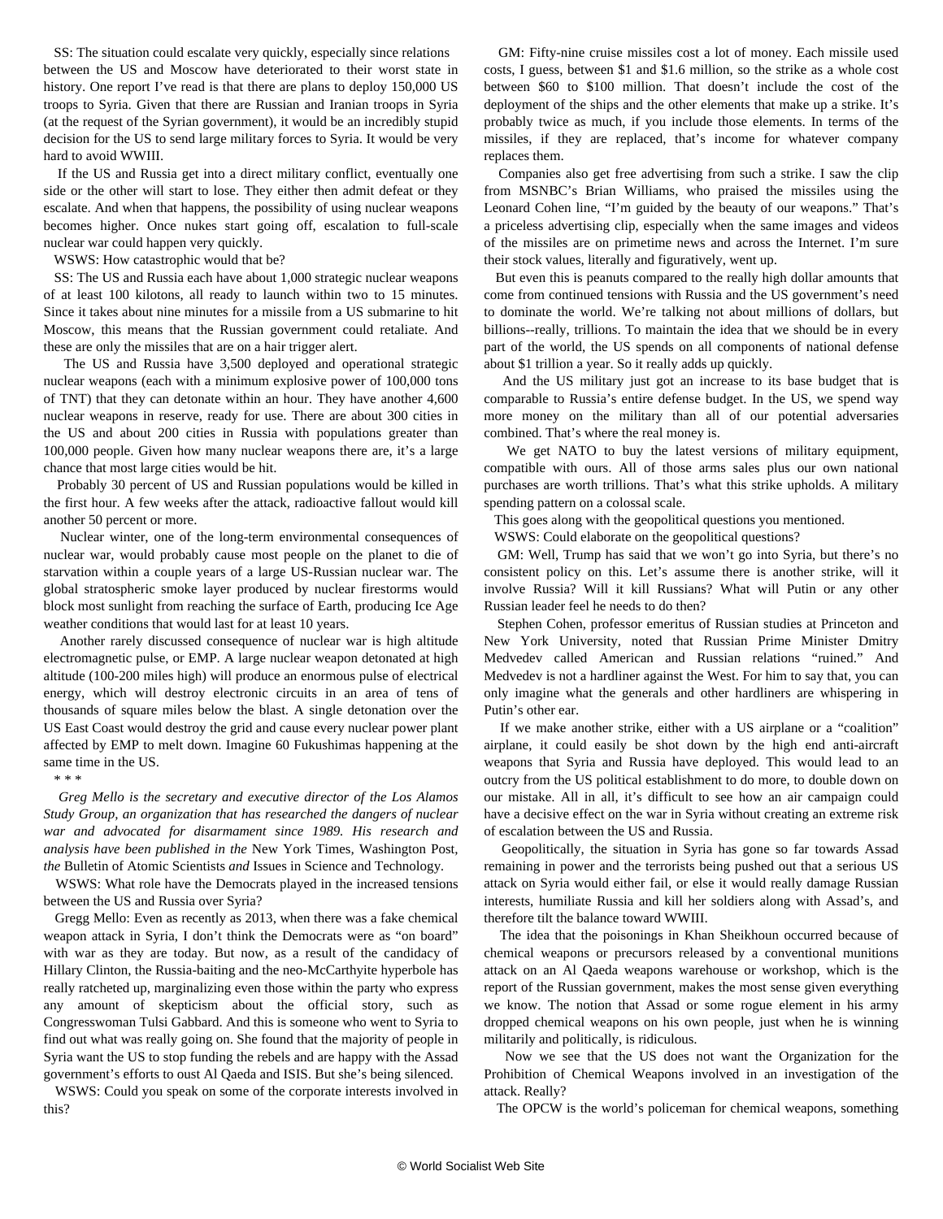SS: The situation could escalate very quickly, especially since relations between the US and Moscow have deteriorated to their worst state in history. One report I've read is that there are plans to deploy 150,000 US troops to Syria. Given that there are Russian and Iranian troops in Syria (at the request of the Syrian government), it would be an incredibly stupid decision for the US to send large military forces to Syria. It would be very hard to avoid WWIII.

If the US and Russia get into a direct military conflict, eventually one side or the other will start to lose. They either then admit defeat or they escalate. And when that happens, the possibility of using nuclear weapons becomes higher. Once nukes start going off, escalation to full-scale nuclear war could happen very quickly.

WSWS: How catastrophic would that be?

SS: The US and Russia each have about 1,000 strategic nuclear weapons of at least 100 kilotons, all ready to launch within two to 15 minutes. Since it takes about nine minutes for a missile from a US submarine to hit Moscow, this means that the Russian government could retaliate. And these are only the missiles that are on a hair trigger alert.

The US and Russia have 3,500 deployed and operational strategic nuclear weapons (each with a minimum explosive power of 100,000 tons of TNT) that they can detonate within an hour. They have another 4,600 nuclear weapons in reserve, ready for use. There are about 300 cities in the US and about 200 cities in Russia with populations greater than 100,000 people. Given how many nuclear weapons there are, it's a large chance that most large cities would be hit.

Probably 30 percent of US and Russian populations would be killed in the first hour. A few weeks after the attack, radioactive fallout would kill another 50 percent or more.

Nuclear winter, one of the long-term environmental consequences of nuclear war, would probably cause most people on the planet to die of starvation within a couple years of a large US-Russian nuclear war. The global stratospheric smoke layer produced by nuclear firestorms would block most sunlight from reaching the surface of Earth, producing Ice Age weather conditions that would last for at least 10 years.

Another rarely discussed consequence of nuclear war is high altitude electromagnetic pulse, or EMP. A large nuclear weapon detonated at high altitude (100-200 miles high) will produce an enormous pulse of electrical energy, which will destroy electronic circuits in an area of tens of thousands of square miles below the blast. A single detonation over the US East Coast would destroy the grid and cause every nuclear power plant affected by EMP to melt down. Imagine 60 Fukushimas happening at the same time in the US.

\* \* \*

*Greg Mello is the secretary and executive director of the Los Alamos Study Group, an organization that has researched the dangers of nuclear war and advocated for disarmament since 1989. His research and analysis have been published in the* New York Times, Washington Post, *the* Bulletin of Atomic Scientists *and* Issues in Science and Technology.

WSWS: What role have the Democrats played in the increased tensions between the US and Russia over Syria?

Gregg Mello: Even as recently as 2013, when there was a fake chemical weapon attack in Syria, I don't think the Democrats were as "on board" with war as they are today. But now, as a result of the candidacy of Hillary Clinton, the Russia-baiting and the neo-McCarthyite hyperbole has really ratcheted up, marginalizing even those within the party who express any amount of skepticism about the official story, such as Congresswoman Tulsi Gabbard. And this is someone who went to Syria to find out what was really going on. She found that the majority of people in Syria want the US to stop funding the rebels and are happy with the Assad government's efforts to oust Al Qaeda and ISIS. But she's being silenced.

WSWS: Could you speak on some of the corporate interests involved in this?

GM: Fifty-nine cruise missiles cost a lot of money. Each missile used costs, I guess, between $1 and $1.6 million, so the strike as a whole cost between $60 to $100 million. That doesn't include the cost of the deployment of the ships and the other elements that make up a strike. It's probably twice as much, if you include those elements. In terms of the missiles, if they are replaced, that's income for whatever company replaces them.

Companies also get free advertising from such a strike. I saw the clip from MSNBC's Brian Williams, who praised the missiles using the Leonard Cohen line, "I'm guided by the beauty of our weapons." That's a priceless advertising clip, especially when the same images and videos of the missiles are on primetime news and across the Internet. I'm sure their stock values, literally and figuratively, went up.

But even this is peanuts compared to the really high dollar amounts that come from continued tensions with Russia and the US government's need to dominate the world. We're talking not about millions of dollars, but billions--really, trillions. To maintain the idea that we should be in every part of the world, the US spends on all components of national defense about $1 trillion a year. So it really adds up quickly.

And the US military just got an increase to its base budget that is comparable to Russia's entire defense budget. In the US, we spend way more money on the military than all of our potential adversaries combined. That's where the real money is.

We get NATO to buy the latest versions of military equipment, compatible with ours. All of those arms sales plus our own national purchases are worth trillions. That's what this strike upholds. A military spending pattern on a colossal scale.

This goes along with the geopolitical questions you mentioned.

WSWS: Could elaborate on the geopolitical questions?

GM: Well, Trump has said that we won't go into Syria, but there's no consistent policy on this. Let's assume there is another strike, will it involve Russia? Will it kill Russians? What will Putin or any other Russian leader feel he needs to do then?

Stephen Cohen, professor emeritus of Russian studies at Princeton and New York University, noted that Russian Prime Minister Dmitry Medvedev called American and Russian relations "ruined." And Medvedev is not a hardliner against the West. For him to say that, you can only imagine what the generals and other hardliners are whispering in Putin's other ear.

If we make another strike, either with a US airplane or a "coalition" airplane, it could easily be shot down by the high end anti-aircraft weapons that Syria and Russia have deployed. This would lead to an outcry from the US political establishment to do more, to double down on our mistake. All in all, it's difficult to see how an air campaign could have a decisive effect on the war in Syria without creating an extreme risk of escalation between the US and Russia.

Geopolitically, the situation in Syria has gone so far towards Assad remaining in power and the terrorists being pushed out that a serious US attack on Syria would either fail, or else it would really damage Russian interests, humiliate Russia and kill her soldiers along with Assad's, and therefore tilt the balance toward WWIII.

The idea that the poisonings in Khan Sheikhoun occurred because of chemical weapons or precursors released by a conventional munitions attack on an Al Qaeda weapons warehouse or workshop, which is the report of the Russian government, makes the most sense given everything we know. The notion that Assad or some rogue element in his army dropped chemical weapons on his own people, just when he is winning militarily and politically, is ridiculous.

Now we see that the US does not want the Organization for the Prohibition of Chemical Weapons involved in an investigation of the attack. Really?

The OPCW is the world's policeman for chemical weapons, something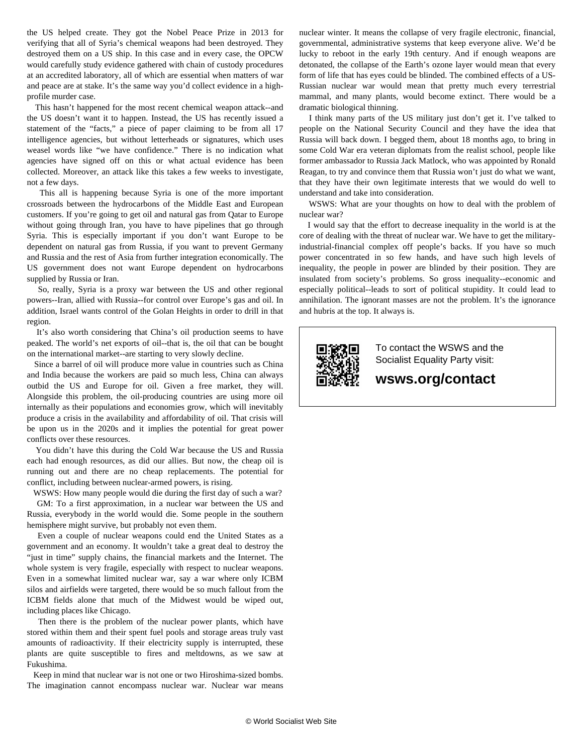the US helped create. They got the Nobel Peace Prize in 2013 for verifying that all of Syria's chemical weapons had been destroyed. They destroyed them on a US ship. In this case and in every case, the OPCW would carefully study evidence gathered with chain of custody procedures at an accredited laboratory, all of which are essential when matters of war and peace are at stake. It's the same way you'd collect evidence in a high-profile murder case.

This hasn't happened for the most recent chemical weapon attack--and the US doesn't want it to happen. Instead, the US has recently issued a statement of the "facts," a piece of paper claiming to be from all 17 intelligence agencies, but without letterheads or signatures, which uses weasel words like "we have confidence." There is no indication what agencies have signed off on this or what actual evidence has been collected. Moreover, an attack like this takes a few weeks to investigate, not a few days.

This all is happening because Syria is one of the more important crossroads between the hydrocarbons of the Middle East and European customers. If you're going to get oil and natural gas from Qatar to Europe without going through Iran, you have to have pipelines that go through Syria. This is especially important if you don't want Europe to be dependent on natural gas from Russia, if you want to prevent Germany and Russia and the rest of Asia from further integration economically. The US government does not want Europe dependent on hydrocarbons supplied by Russia or Iran.

So, really, Syria is a proxy war between the US and other regional powers--Iran, allied with Russia--for control over Europe's gas and oil. In addition, Israel wants control of the Golan Heights in order to drill in that region.

It's also worth considering that China's oil production seems to have peaked. The world's net exports of oil--that is, the oil that can be bought on the international market--are starting to very slowly decline.

Since a barrel of oil will produce more value in countries such as China and India because the workers are paid so much less, China can always outbid the US and Europe for oil. Given a free market, they will. Alongside this problem, the oil-producing countries are using more oil internally as their populations and economies grow, which will inevitably produce a crisis in the availability and affordability of oil. That crisis will be upon us in the 2020s and it implies the potential for great power conflicts over these resources.

You didn't have this during the Cold War because the US and Russia each had enough resources, as did our allies. But now, the cheap oil is running out and there are no cheap replacements. The potential for conflict, including between nuclear-armed powers, is rising.

WSWS: How many people would die during the first day of such a war?

GM: To a first approximation, in a nuclear war between the US and Russia, everybody in the world would die. Some people in the southern hemisphere might survive, but probably not even them.

Even a couple of nuclear weapons could end the United States as a government and an economy. It wouldn't take a great deal to destroy the "just in time" supply chains, the financial markets and the Internet. The whole system is very fragile, especially with respect to nuclear weapons. Even in a somewhat limited nuclear war, say a war where only ICBM silos and airfields were targeted, there would be so much fallout from the ICBM fields alone that much of the Midwest would be wiped out, including places like Chicago.

Then there is the problem of the nuclear power plants, which have stored within them and their spent fuel pools and storage areas truly vast amounts of radioactivity. If their electricity supply is interrupted, these plants are quite susceptible to fires and meltdowns, as we saw at Fukushima.

Keep in mind that nuclear war is not one or two Hiroshima-sized bombs. The imagination cannot encompass nuclear war. Nuclear war means nuclear winter. It means the collapse of very fragile electronic, financial, governmental, administrative systems that keep everyone alive. We'd be lucky to reboot in the early 19th century. And if enough weapons are detonated, the collapse of the Earth's ozone layer would mean that every form of life that has eyes could be blinded. The combined effects of a US-Russian nuclear war would mean that pretty much every terrestrial mammal, and many plants, would become extinct. There would be a dramatic biological thinning.

I think many parts of the US military just don't get it. I've talked to people on the National Security Council and they have the idea that Russia will back down. I begged them, about 18 months ago, to bring in some Cold War era veteran diplomats from the realist school, people like former ambassador to Russia Jack Matlock, who was appointed by Ronald Reagan, to try and convince them that Russia won't just do what we want, that they have their own legitimate interests that we would do well to understand and take into consideration.

WSWS: What are your thoughts on how to deal with the problem of nuclear war?

I would say that the effort to decrease inequality in the world is at the core of dealing with the threat of nuclear war. We have to get the military-industrial-financial complex off people's backs. If you have so much power concentrated in so few hands, and have such high levels of inequality, the people in power are blinded by their position. They are insulated from society's problems. So gross inequality--economic and especially political--leads to sort of political stupidity. It could lead to annihilation. The ignorant masses are not the problem. It's the ignorance and hubris at the top. It always is.

To contact the WSWS and the Socialist Equality Party visit:

**wsws.org/contact**